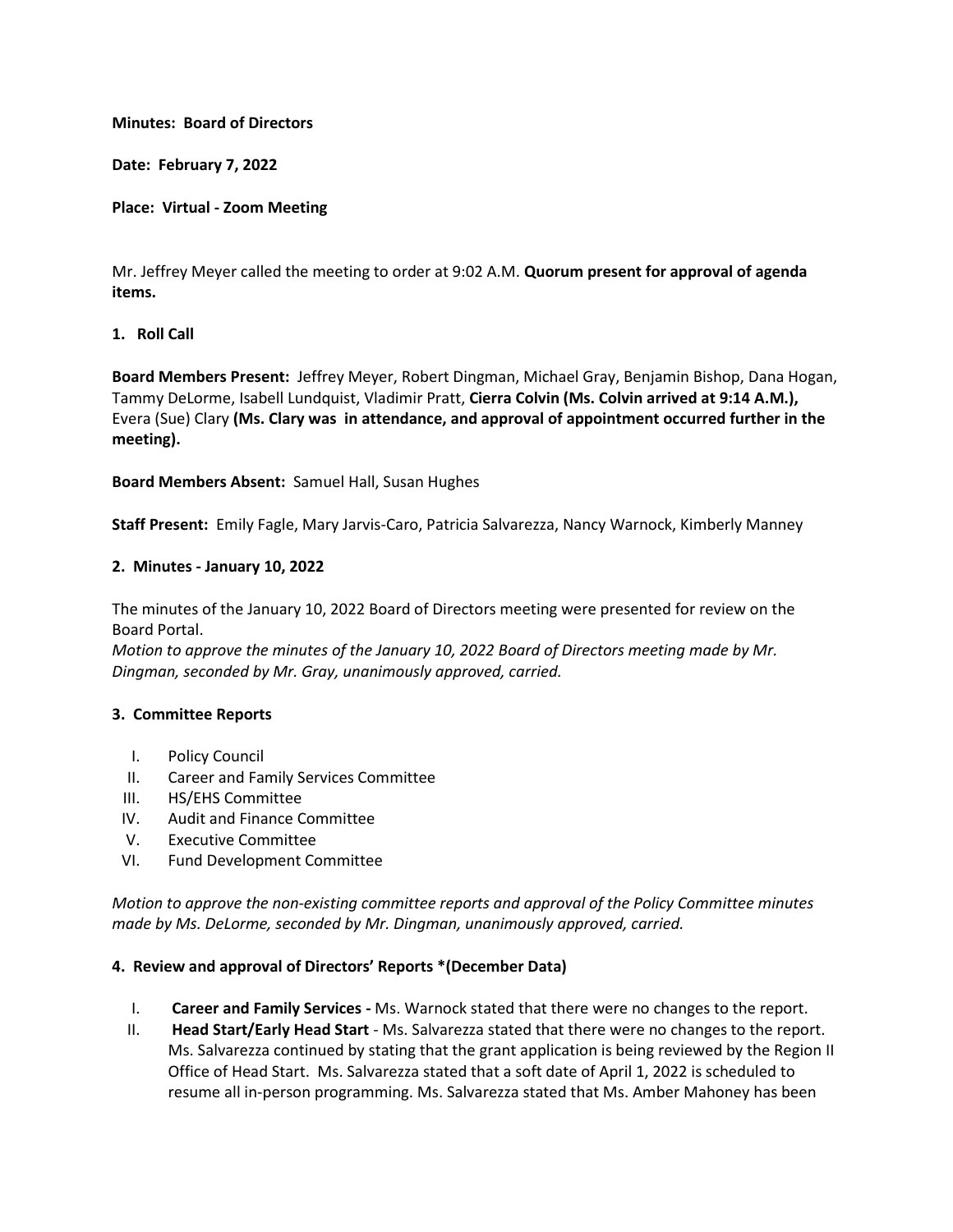**Minutes: Board of Directors**

**Date: February 7, 2022**

**Place: Virtual - Zoom Meeting**

Mr. Jeffrey Meyer called the meeting to order at 9:02 A.M. **Quorum present for approval of agenda items.**

**1. Roll Call**

**Board Members Present:** Jeffrey Meyer, Robert Dingman, Michael Gray, Benjamin Bishop, Dana Hogan, Tammy DeLorme, Isabell Lundquist, Vladimir Pratt, **Cierra Colvin (Ms. Colvin arrived at 9:14 A.M.),** Evera (Sue) Clary **(Ms. Clary was in attendance, and approval of appointment occurred further in the meeting).**

**Board Members Absent:** Samuel Hall, Susan Hughes

**Staff Present:** Emily Fagle, Mary Jarvis-Caro, Patricia Salvarezza, Nancy Warnock, Kimberly Manney

**2. Minutes - January 10, 2022**

The minutes of the January 10, 2022 Board of Directors meeting were presented for review on the Board Portal.
*Motion to approve the minutes of the January 10, 2022 Board of Directors meeting made by Mr. Dingman, seconded by Mr. Gray, unanimously approved, carried.*

**3. Committee Reports**

- I. Policy Council
- II. Career and Family Services Committee
- III. HS/EHS Committee
- IV. Audit and Finance Committee
- V. Executive Committee
- VI. Fund Development Committee

*Motion to approve the non-existing committee reports and approval of the Policy Committee minutes made by Ms. DeLorme, seconded by Mr. Dingman, unanimously approved, carried.*

**4. Review and approval of Directors' Reports *(December Data)**

- I. **Career and Family Services -** Ms. Warnock stated that there were no changes to the report.
- II. **Head Start/Early Head Start** - Ms. Salvarezza stated that there were no changes to the report. Ms. Salvarezza continued by stating that the grant application is being reviewed by the Region II Office of Head Start. Ms. Salvarezza stated that a soft date of April 1, 2022 is scheduled to resume all in-person programming. Ms. Salvarezza stated that Ms. Amber Mahoney has been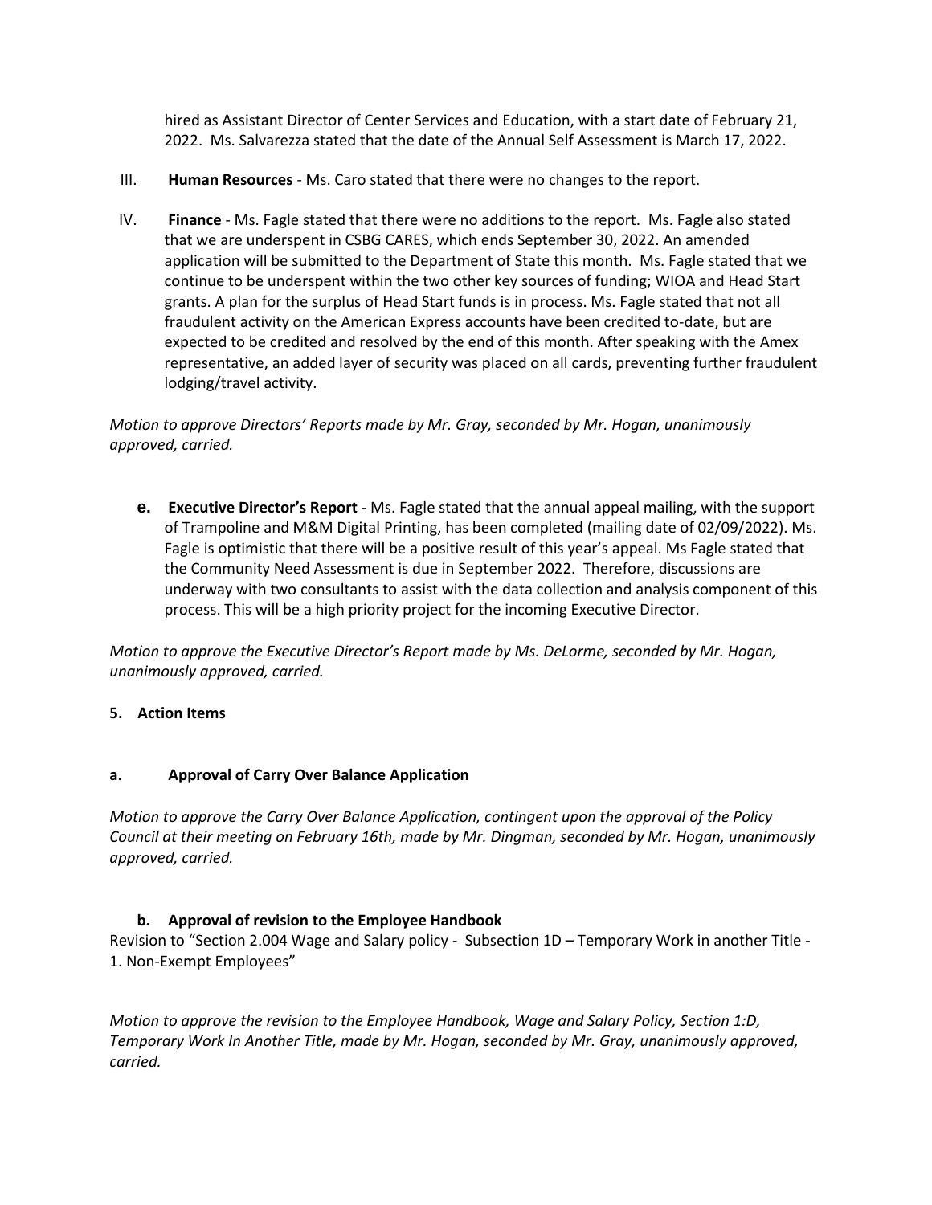hired as Assistant Director of Center Services and Education, with a start date of February 21, 2022. Ms. Salvarezza stated that the date of the Annual Self Assessment is March 17, 2022.

III. **Human Resources** - Ms. Caro stated that there were no changes to the report.

IV. **Finance** - Ms. Fagle stated that there were no additions to the report. Ms. Fagle also stated that we are underspent in CSBG CARES, which ends September 30, 2022. An amended application will be submitted to the Department of State this month. Ms. Fagle stated that we continue to be underspent within the two other key sources of funding; WIOA and Head Start grants. A plan for the surplus of Head Start funds is in process. Ms. Fagle stated that not all fraudulent activity on the American Express accounts have been credited to-date, but are expected to be credited and resolved by the end of this month. After speaking with the Amex representative, an added layer of security was placed on all cards, preventing further fraudulent lodging/travel activity.

*Motion to approve Directors' Reports made by Mr. Gray, seconded by Mr. Hogan, unanimously approved, carried.*

**e. Executive Director's Report** - Ms. Fagle stated that the annual appeal mailing, with the support of Trampoline and M&M Digital Printing, has been completed (mailing date of 02/09/2022). Ms. Fagle is optimistic that there will be a positive result of this year's appeal. Ms Fagle stated that the Community Need Assessment is due in September 2022. Therefore, discussions are underway with two consultants to assist with the data collection and analysis component of this process. This will be a high priority project for the incoming Executive Director.

*Motion to approve the Executive Director's Report made by Ms. DeLorme, seconded by Mr. Hogan, unanimously approved, carried.*

**5. Action Items**

**a. Approval of Carry Over Balance Application**

*Motion to approve the Carry Over Balance Application, contingent upon the approval of the Policy Council at their meeting on February 16th, made by Mr. Dingman, seconded by Mr. Hogan, unanimously approved, carried.*

**b. Approval of revision to the Employee Handbook**

Revision to "Section 2.004 Wage and Salary policy - Subsection 1D – Temporary Work in another Title - 1. Non-Exempt Employees"

*Motion to approve the revision to the Employee Handbook, Wage and Salary Policy, Section 1:D, Temporary Work In Another Title, made by Mr. Hogan, seconded by Mr. Gray, unanimously approved, carried.*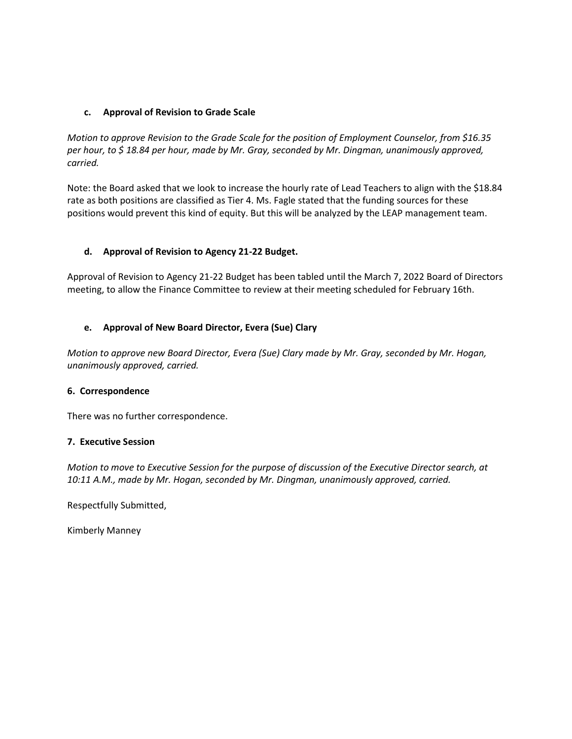### c. Approval of Revision to Grade Scale

*Motion to approve Revision to the Grade Scale for the position of Employment Counselor, from $16.35 per hour, to $ 18.84 per hour, made by Mr. Gray, seconded by Mr. Dingman, unanimously approved, carried.*

Note: the Board asked that we look to increase the hourly rate of Lead Teachers to align with the $18.84 rate as both positions are classified as Tier 4. Ms. Fagle stated that the funding sources for these positions would prevent this kind of equity. But this will be analyzed by the LEAP management team.

### d. Approval of Revision to Agency 21-22 Budget.

Approval of Revision to Agency 21-22 Budget has been tabled until the March 7, 2022 Board of Directors meeting, to allow the Finance Committee to review at their meeting scheduled for February 16th.

### e. Approval of New Board Director, Evera (Sue) Clary

*Motion to approve new Board Director, Evera (Sue) Clary made by Mr. Gray, seconded by Mr. Hogan, unanimously approved, carried.*

## 6. Correspondence

There was no further correspondence.

## 7. Executive Session

*Motion to move to Executive Session for the purpose of discussion of the Executive Director search, at 10:11 A.M., made by Mr. Hogan, seconded by Mr. Dingman, unanimously approved, carried.*

Respectfully Submitted,

Kimberly Manney